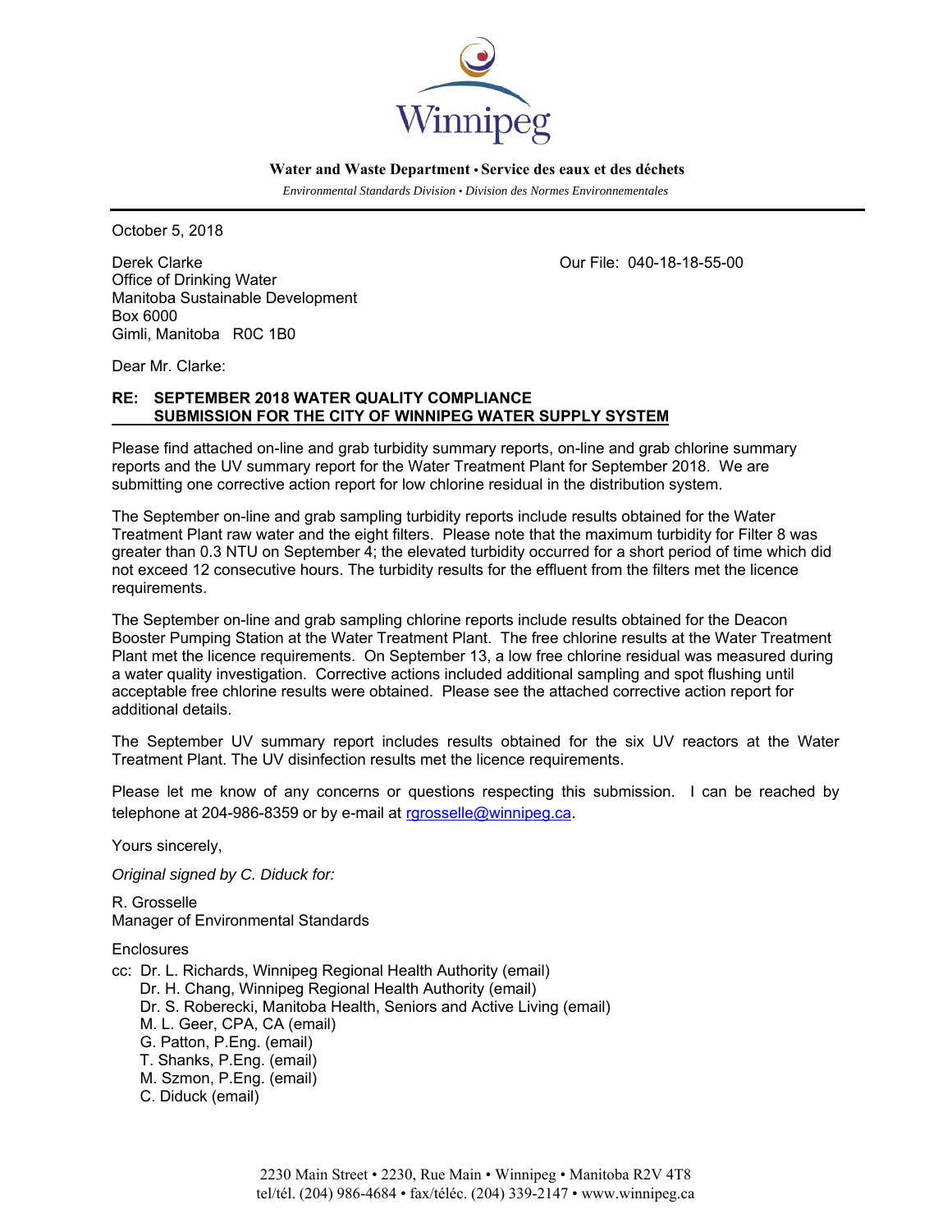Winnipeg

**Water and Waste Department • Service des eaux et des déchets**

*Environmental Standards Division • Division des Normes Environnementales*

October 5, 2018

Derek Clarke
Office of Drinking Water
Manitoba Sustainable Development
Box 6000
Gimli, Manitoba R0C 1B0

Our File: 040-18-18-55-00

Dear Mr. Clarke:

**RE: SEPTEMBER 2018 WATER QUALITY COMPLIANCE SUBMISSION FOR THE CITY OF WINNIPEG WATER SUPPLY SYSTEM**

Please find attached on-line and grab turbidity summary reports, on-line and grab chlorine summary reports and the UV summary report for the Water Treatment Plant for September 2018. We are submitting one corrective action report for low chlorine residual in the distribution system.

The September on-line and grab sampling turbidity reports include results obtained for the Water Treatment Plant raw water and the eight filters. Please note that the maximum turbidity for Filter 8 was greater than 0.3 NTU on September 4; the elevated turbidity occurred for a short period of time which did not exceed 12 consecutive hours. The turbidity results for the effluent from the filters met the licence requirements.

The September on-line and grab sampling chlorine reports include results obtained for the Deacon Booster Pumping Station at the Water Treatment Plant. The free chlorine results at the Water Treatment Plant met the licence requirements. On September 13, a low free chlorine residual was measured during a water quality investigation. Corrective actions included additional sampling and spot flushing until acceptable free chlorine results were obtained. Please see the attached corrective action report for additional details.

The September UV summary report includes results obtained for the six UV reactors at the Water Treatment Plant. The UV disinfection results met the licence requirements.

Please let me know of any concerns or questions respecting this submission. I can be reached by telephone at 204-986-8359 or by e-mail at rgrosselle@winnipeg.ca.

Yours sincerely,

*Original signed by C. Diduck for:*

R. Grosselle
Manager of Environmental Standards

Enclosures

cc: Dr. L. Richards, Winnipeg Regional Health Authority (email)
Dr. H. Chang, Winnipeg Regional Health Authority (email)
Dr. S. Roberecki, Manitoba Health, Seniors and Active Living (email)
M. L. Geer, CPA, CA (email)
G. Patton, P.Eng. (email)
T. Shanks, P.Eng. (email)
M. Szmon, P.Eng. (email)
C. Diduck (email)

2230 Main Street • 2230, Rue Main • Winnipeg • Manitoba R2V 4T8
tel/tél. (204) 986-4684 • fax/téléc. (204) 339-2147 • www.winnipeg.ca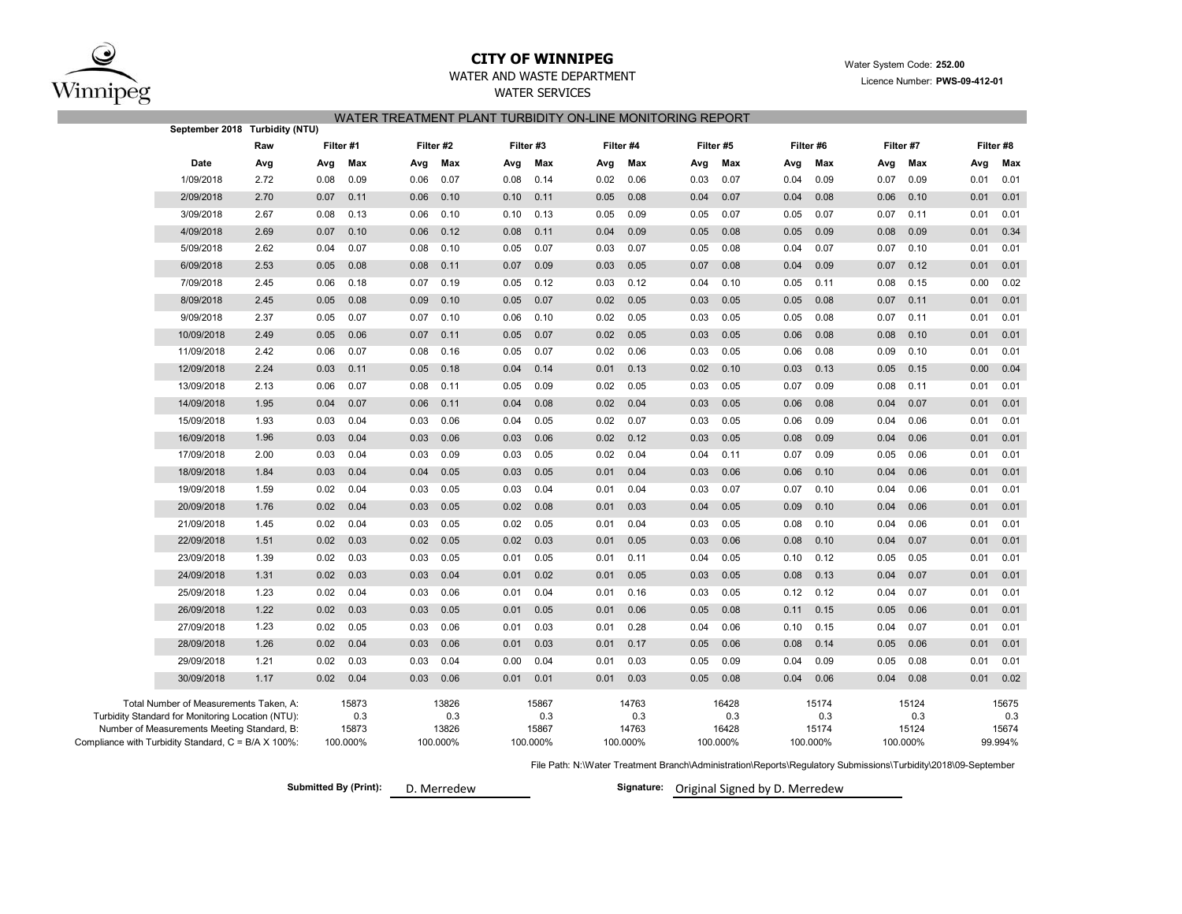# CITY OF WINNIPEG

WATER AND WASTE DEPARTMENT

WATER SERVICES

Water System Code: **252.00**

Licence Number: **PWS-09-412-01**

## WATER TREATMENT PLANT TURBIDITY ON-LINE MONITORING REPORT

**September 2018 Turbidity (NTU)**

| | Raw | Filter #1 | | Filter #2 | | Filter #3 | | Filter #4 | | Filter #5 | | Filter #6 | | Filter #7 | | Filter #8 | |
|---|---|---|---|---|---|---|---|---|---|---|---|---|---|---|---|---|---|
| **Date** | **Avg** | **Avg** | **Max** | **Avg** | **Max** | **Avg** | **Max** | **Avg** | **Max** | **Avg** | **Max** | **Avg** | **Max** | **Avg** | **Max** | **Avg** | **Max** |
| 1/09/2018 | 2.72 | 0.08 | 0.09 | 0.06 | 0.07 | 0.08 | 0.14 | 0.02 | 0.06 | 0.03 | 0.07 | 0.04 | 0.09 | 0.07 | 0.09 | 0.01 | 0.01 |
| 2/09/2018 | 2.70 | 0.07 | 0.11 | 0.06 | 0.10 | 0.10 | 0.11 | 0.05 | 0.08 | 0.04 | 0.07 | 0.04 | 0.08 | 0.06 | 0.10 | 0.01 | 0.01 |
| 3/09/2018 | 2.67 | 0.08 | 0.13 | 0.06 | 0.10 | 0.10 | 0.13 | 0.05 | 0.09 | 0.05 | 0.07 | 0.05 | 0.07 | 0.07 | 0.11 | 0.01 | 0.01 |
| 4/09/2018 | 2.69 | 0.07 | 0.10 | 0.06 | 0.12 | 0.08 | 0.11 | 0.04 | 0.09 | 0.05 | 0.08 | 0.05 | 0.09 | 0.08 | 0.09 | 0.01 | 0.34 |
| 5/09/2018 | 2.62 | 0.04 | 0.07 | 0.08 | 0.10 | 0.05 | 0.07 | 0.03 | 0.07 | 0.05 | 0.08 | 0.04 | 0.07 | 0.07 | 0.10 | 0.01 | 0.01 |
| 6/09/2018 | 2.53 | 0.05 | 0.08 | 0.08 | 0.11 | 0.07 | 0.09 | 0.03 | 0.05 | 0.07 | 0.08 | 0.04 | 0.09 | 0.07 | 0.12 | 0.01 | 0.01 |
| 7/09/2018 | 2.45 | 0.06 | 0.18 | 0.07 | 0.19 | 0.05 | 0.12 | 0.03 | 0.12 | 0.04 | 0.10 | 0.05 | 0.11 | 0.08 | 0.15 | 0.00 | 0.02 |
| 8/09/2018 | 2.45 | 0.05 | 0.08 | 0.09 | 0.10 | 0.05 | 0.07 | 0.02 | 0.05 | 0.03 | 0.05 | 0.05 | 0.08 | 0.07 | 0.11 | 0.01 | 0.01 |
| 9/09/2018 | 2.37 | 0.05 | 0.07 | 0.07 | 0.10 | 0.06 | 0.10 | 0.02 | 0.05 | 0.03 | 0.05 | 0.05 | 0.08 | 0.07 | 0.11 | 0.01 | 0.01 |
| 10/09/2018 | 2.49 | 0.05 | 0.06 | 0.07 | 0.11 | 0.05 | 0.07 | 0.02 | 0.05 | 0.03 | 0.05 | 0.06 | 0.08 | 0.08 | 0.10 | 0.01 | 0.01 |
| 11/09/2018 | 2.42 | 0.06 | 0.07 | 0.08 | 0.16 | 0.05 | 0.07 | 0.02 | 0.06 | 0.03 | 0.05 | 0.06 | 0.08 | 0.09 | 0.10 | 0.01 | 0.01 |
| 12/09/2018 | 2.24 | 0.03 | 0.11 | 0.05 | 0.18 | 0.04 | 0.14 | 0.01 | 0.13 | 0.02 | 0.10 | 0.03 | 0.13 | 0.05 | 0.15 | 0.00 | 0.04 |
| 13/09/2018 | 2.13 | 0.06 | 0.07 | 0.08 | 0.11 | 0.05 | 0.09 | 0.02 | 0.05 | 0.03 | 0.05 | 0.07 | 0.09 | 0.08 | 0.11 | 0.01 | 0.01 |
| 14/09/2018 | 1.95 | 0.04 | 0.07 | 0.06 | 0.11 | 0.04 | 0.08 | 0.02 | 0.04 | 0.03 | 0.05 | 0.06 | 0.08 | 0.04 | 0.07 | 0.01 | 0.01 |
| 15/09/2018 | 1.93 | 0.03 | 0.04 | 0.03 | 0.06 | 0.04 | 0.05 | 0.02 | 0.07 | 0.03 | 0.05 | 0.06 | 0.09 | 0.04 | 0.06 | 0.01 | 0.01 |
| 16/09/2018 | 1.96 | 0.03 | 0.04 | 0.03 | 0.06 | 0.03 | 0.06 | 0.02 | 0.12 | 0.03 | 0.05 | 0.08 | 0.09 | 0.04 | 0.06 | 0.01 | 0.01 |
| 17/09/2018 | 2.00 | 0.03 | 0.04 | 0.03 | 0.09 | 0.03 | 0.05 | 0.02 | 0.04 | 0.04 | 0.11 | 0.07 | 0.09 | 0.05 | 0.06 | 0.01 | 0.01 |
| 18/09/2018 | 1.84 | 0.03 | 0.04 | 0.04 | 0.05 | 0.03 | 0.05 | 0.01 | 0.04 | 0.03 | 0.06 | 0.06 | 0.10 | 0.04 | 0.06 | 0.01 | 0.01 |
| 19/09/2018 | 1.59 | 0.02 | 0.04 | 0.03 | 0.05 | 0.03 | 0.04 | 0.01 | 0.04 | 0.03 | 0.07 | 0.07 | 0.10 | 0.04 | 0.06 | 0.01 | 0.01 |
| 20/09/2018 | 1.76 | 0.02 | 0.04 | 0.03 | 0.05 | 0.02 | 0.08 | 0.01 | 0.03 | 0.04 | 0.05 | 0.09 | 0.10 | 0.04 | 0.06 | 0.01 | 0.01 |
| 21/09/2018 | 1.45 | 0.02 | 0.04 | 0.03 | 0.05 | 0.02 | 0.05 | 0.01 | 0.04 | 0.03 | 0.05 | 0.08 | 0.10 | 0.04 | 0.06 | 0.01 | 0.01 |
| 22/09/2018 | 1.51 | 0.02 | 0.03 | 0.02 | 0.05 | 0.02 | 0.03 | 0.01 | 0.05 | 0.03 | 0.06 | 0.08 | 0.10 | 0.04 | 0.07 | 0.01 | 0.01 |
| 23/09/2018 | 1.39 | 0.02 | 0.03 | 0.03 | 0.05 | 0.01 | 0.05 | 0.01 | 0.11 | 0.04 | 0.05 | 0.10 | 0.12 | 0.05 | 0.05 | 0.01 | 0.01 |
| 24/09/2018 | 1.31 | 0.02 | 0.03 | 0.03 | 0.04 | 0.01 | 0.02 | 0.01 | 0.05 | 0.03 | 0.05 | 0.08 | 0.13 | 0.04 | 0.07 | 0.01 | 0.01 |
| 25/09/2018 | 1.23 | 0.02 | 0.04 | 0.03 | 0.06 | 0.01 | 0.04 | 0.01 | 0.16 | 0.03 | 0.05 | 0.12 | 0.12 | 0.04 | 0.07 | 0.01 | 0.01 |
| 26/09/2018 | 1.22 | 0.02 | 0.03 | 0.03 | 0.05 | 0.01 | 0.05 | 0.01 | 0.06 | 0.05 | 0.08 | 0.11 | 0.15 | 0.05 | 0.06 | 0.01 | 0.01 |
| 27/09/2018 | 1.23 | 0.02 | 0.05 | 0.03 | 0.06 | 0.01 | 0.03 | 0.01 | 0.28 | 0.04 | 0.06 | 0.10 | 0.15 | 0.04 | 0.07 | 0.01 | 0.01 |
| 28/09/2018 | 1.26 | 0.02 | 0.04 | 0.03 | 0.06 | 0.01 | 0.03 | 0.01 | 0.17 | 0.05 | 0.06 | 0.08 | 0.14 | 0.05 | 0.06 | 0.01 | 0.01 |
| 29/09/2018 | 1.21 | 0.02 | 0.03 | 0.03 | 0.04 | 0.00 | 0.04 | 0.01 | 0.03 | 0.05 | 0.09 | 0.04 | 0.09 | 0.05 | 0.08 | 0.01 | 0.01 |
| 30/09/2018 | 1.17 | 0.02 | 0.04 | 0.03 | 0.06 | 0.01 | 0.01 | 0.01 | 0.03 | 0.05 | 0.08 | 0.04 | 0.06 | 0.04 | 0.08 | 0.01 | 0.02 |

| | Filter #1 | Filter #2 | Filter #3 | Filter #4 | Filter #5 | Filter #6 | Filter #7 | Filter #8 |
|---|---|---|---|---|---|---|---|---|
| Total Number of Measurements Taken, A: | 15873 | 13826 | 15867 | 14763 | 16428 | 15174 | 15124 | 15675 |
| Turbidity Standard for Monitoring Location (NTU): | 0.3 | 0.3 | 0.3 | 0.3 | 0.3 | 0.3 | 0.3 | 0.3 |
| Number of Measurements Meeting Standard, B: | 15873 | 13826 | 15867 | 14763 | 16428 | 15174 | 15124 | 15674 |
| Compliance with Turbidity Standard, C = B/A X 100%: | 100.000% | 100.000% | 100.000% | 100.000% | 100.000% | 100.000% | 100.000% | 99.994% |

File Path: N:\Water Treatment Branch\Administration\Reports\Regulatory Submissions\Turbidity\2018\09-September

**Submitted By (Print):** D. Merredew

**Signature:** Original Signed by D. Merredew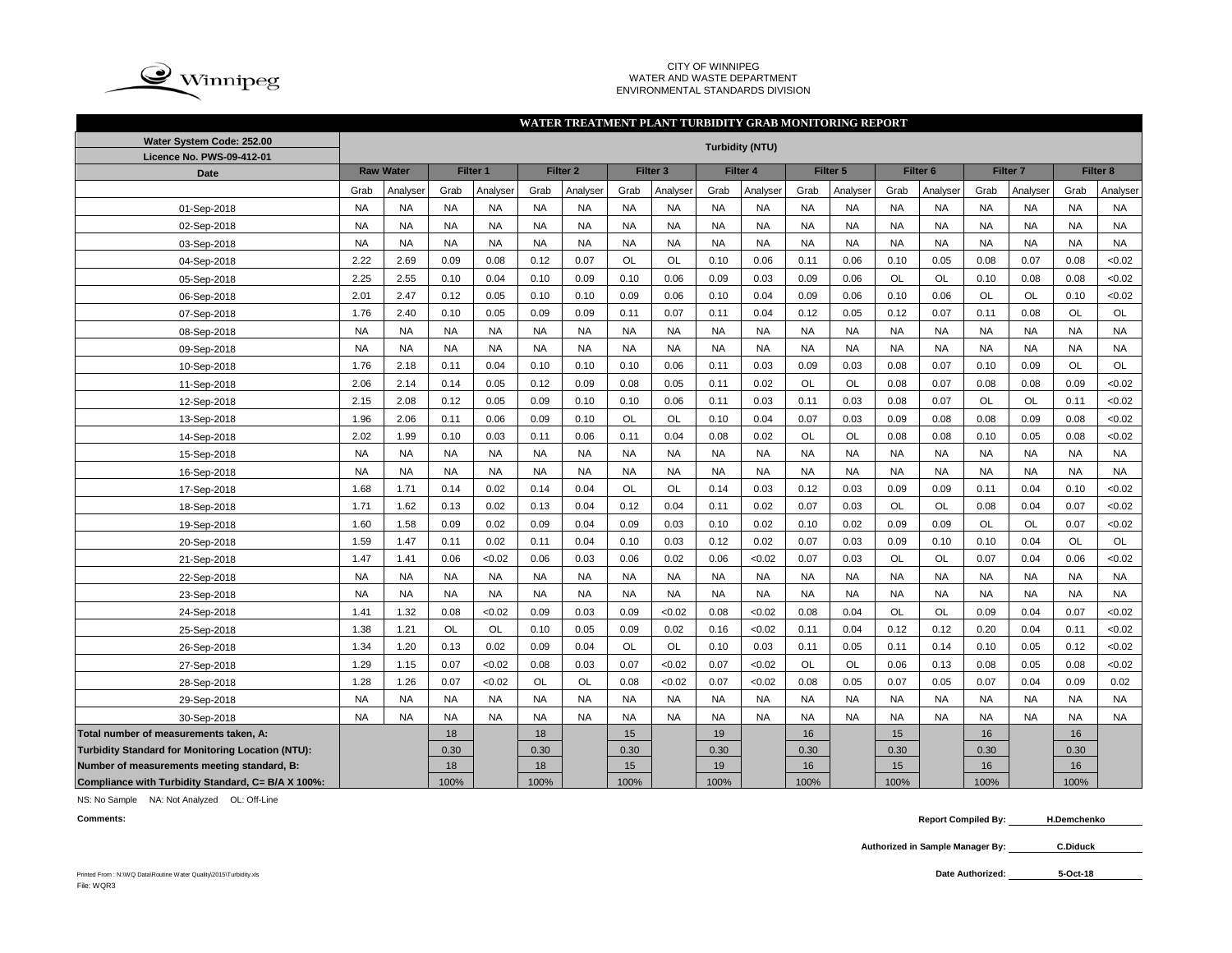CITY OF WINNIPEG
WATER AND WASTE DEPARTMENT
ENVIRONMENTAL STANDARDS DIVISION

## WATER TREATMENT PLANT TURBIDITY GRAB MONITORING REPORT

| Water System Code: 252.00 | Turbidity (NTU) | | | | | | | | | | | | | | | | | |
|---|---|---|---|---|---|---|---|---|---|---|---|---|---|---|---|---|---|---|
| **Licence No. PWS-09-412-01** | | | | | | | | | | | | | | | | | | |
| **Date** | **Raw Water** | | **Filter 1** | | **Filter 2** | | **Filter 3** | | **Filter 4** | | **Filter 5** | | **Filter 6** | | **Filter 7** | | **Filter 8** | |
| | Grab | Analyser | Grab | Analyser | Grab | Analyser | Grab | Analyser | Grab | Analyser | Grab | Analyser | Grab | Analyser | Grab | Analyser | Grab | Analyser |
| 01-Sep-2018 | NA | NA | NA | NA | NA | NA | NA | NA | NA | NA | NA | NA | NA | NA | NA | NA | NA | NA |
| 02-Sep-2018 | NA | NA | NA | NA | NA | NA | NA | NA | NA | NA | NA | NA | NA | NA | NA | NA | NA | NA |
| 03-Sep-2018 | NA | NA | NA | NA | NA | NA | NA | NA | NA | NA | NA | NA | NA | NA | NA | NA | NA | NA |
| 04-Sep-2018 | 2.22 | 2.69 | 0.09 | 0.08 | 0.12 | 0.07 | OL | OL | 0.10 | 0.06 | 0.11 | 0.06 | 0.10 | 0.05 | 0.08 | 0.07 | 0.08 | <0.02 |
| 05-Sep-2018 | 2.25 | 2.55 | 0.10 | 0.04 | 0.10 | 0.09 | 0.10 | 0.06 | 0.09 | 0.03 | 0.09 | 0.06 | OL | OL | 0.10 | 0.08 | 0.08 | <0.02 |
| 06-Sep-2018 | 2.01 | 2.47 | 0.12 | 0.05 | 0.10 | 0.10 | 0.09 | 0.06 | 0.10 | 0.04 | 0.09 | 0.06 | 0.10 | 0.06 | OL | OL | 0.10 | <0.02 |
| 07-Sep-2018 | 1.76 | 2.40 | 0.10 | 0.05 | 0.09 | 0.09 | 0.11 | 0.07 | 0.11 | 0.04 | 0.12 | 0.05 | 0.12 | 0.07 | 0.11 | 0.08 | OL | OL |
| 08-Sep-2018 | NA | NA | NA | NA | NA | NA | NA | NA | NA | NA | NA | NA | NA | NA | NA | NA | NA | NA |
| 09-Sep-2018 | NA | NA | NA | NA | NA | NA | NA | NA | NA | NA | NA | NA | NA | NA | NA | NA | NA | NA |
| 10-Sep-2018 | 1.76 | 2.18 | 0.11 | 0.04 | 0.10 | 0.10 | 0.10 | 0.06 | 0.11 | 0.03 | 0.09 | 0.03 | 0.08 | 0.07 | 0.10 | 0.09 | OL | OL |
| 11-Sep-2018 | 2.06 | 2.14 | 0.14 | 0.05 | 0.12 | 0.09 | 0.08 | 0.05 | 0.11 | 0.02 | OL | OL | 0.08 | 0.07 | 0.08 | 0.08 | 0.09 | <0.02 |
| 12-Sep-2018 | 2.15 | 2.08 | 0.12 | 0.05 | 0.09 | 0.10 | 0.10 | 0.06 | 0.11 | 0.03 | 0.11 | 0.03 | 0.08 | 0.07 | OL | OL | 0.11 | <0.02 |
| 13-Sep-2018 | 1.96 | 2.06 | 0.11 | 0.06 | 0.09 | 0.10 | OL | OL | 0.10 | 0.04 | 0.07 | 0.03 | 0.09 | 0.08 | 0.08 | 0.09 | 0.08 | <0.02 |
| 14-Sep-2018 | 2.02 | 1.99 | 0.10 | 0.03 | 0.11 | 0.06 | 0.11 | 0.04 | 0.08 | 0.02 | OL | OL | 0.08 | 0.08 | 0.10 | 0.05 | 0.08 | <0.02 |
| 15-Sep-2018 | NA | NA | NA | NA | NA | NA | NA | NA | NA | NA | NA | NA | NA | NA | NA | NA | NA | NA |
| 16-Sep-2018 | NA | NA | NA | NA | NA | NA | NA | NA | NA | NA | NA | NA | NA | NA | NA | NA | NA | NA |
| 17-Sep-2018 | 1.68 | 1.71 | 0.14 | 0.02 | 0.14 | 0.04 | OL | OL | 0.14 | 0.03 | 0.12 | 0.03 | 0.09 | 0.09 | 0.11 | 0.04 | 0.10 | <0.02 |
| 18-Sep-2018 | 1.71 | 1.62 | 0.13 | 0.02 | 0.13 | 0.04 | 0.12 | 0.04 | 0.11 | 0.02 | 0.07 | 0.03 | OL | OL | 0.08 | 0.04 | 0.07 | <0.02 |
| 19-Sep-2018 | 1.60 | 1.58 | 0.09 | 0.02 | 0.09 | 0.04 | 0.09 | 0.03 | 0.10 | 0.02 | 0.10 | 0.02 | 0.09 | 0.09 | OL | OL | 0.07 | <0.02 |
| 20-Sep-2018 | 1.59 | 1.47 | 0.11 | 0.02 | 0.11 | 0.04 | 0.10 | 0.03 | 0.12 | 0.02 | 0.07 | 0.03 | 0.09 | 0.10 | 0.10 | 0.04 | OL | OL |
| 21-Sep-2018 | 1.47 | 1.41 | 0.06 | <0.02 | 0.06 | 0.03 | 0.06 | 0.02 | 0.06 | <0.02 | 0.07 | 0.03 | OL | OL | 0.07 | 0.04 | 0.06 | <0.02 |
| 22-Sep-2018 | NA | NA | NA | NA | NA | NA | NA | NA | NA | NA | NA | NA | NA | NA | NA | NA | NA | NA |
| 23-Sep-2018 | NA | NA | NA | NA | NA | NA | NA | NA | NA | NA | NA | NA | NA | NA | NA | NA | NA | NA |
| 24-Sep-2018 | 1.41 | 1.32 | 0.08 | <0.02 | 0.09 | 0.03 | 0.09 | <0.02 | 0.08 | <0.02 | 0.08 | 0.04 | OL | OL | 0.09 | 0.04 | 0.07 | <0.02 |
| 25-Sep-2018 | 1.38 | 1.21 | OL | OL | 0.10 | 0.05 | 0.09 | 0.02 | 0.16 | <0.02 | 0.11 | 0.04 | 0.12 | 0.12 | 0.20 | 0.04 | 0.11 | <0.02 |
| 26-Sep-2018 | 1.34 | 1.20 | 0.13 | 0.02 | 0.09 | 0.04 | OL | OL | 0.10 | 0.03 | 0.11 | 0.05 | 0.11 | 0.14 | 0.10 | 0.05 | 0.12 | <0.02 |
| 27-Sep-2018 | 1.29 | 1.15 | 0.07 | <0.02 | 0.08 | 0.03 | 0.07 | <0.02 | 0.07 | <0.02 | OL | OL | 0.06 | 0.13 | 0.08 | 0.05 | 0.08 | <0.02 |
| 28-Sep-2018 | 1.28 | 1.26 | 0.07 | <0.02 | OL | OL | 0.08 | <0.02 | 0.07 | <0.02 | 0.08 | 0.05 | 0.07 | 0.05 | 0.07 | 0.04 | 0.09 | 0.02 |
| 29-Sep-2018 | NA | NA | NA | NA | NA | NA | NA | NA | NA | NA | NA | NA | NA | NA | NA | NA | NA | NA |
| 30-Sep-2018 | NA | NA | NA | NA | NA | NA | NA | NA | NA | NA | NA | NA | NA | NA | NA | NA | NA | NA |
| **Total number of measurements taken, A:** | | | 18 | | 18 | | 15 | | 19 | | 16 | | 15 | | 16 | | 16 | |
| **Turbidity Standard for Monitoring Location (NTU):** | | | 0.30 | | 0.30 | | 0.30 | | 0.30 | | 0.30 | | 0.30 | | 0.30 | | 0.30 | |
| **Number of measurements meeting standard, B:** | | | 18 | | 18 | | 15 | | 19 | | 16 | | 15 | | 16 | | 16 | |
| **Compliance with Turbidity Standard, C= B/A X 100%:** | | | 100% | | 100% | | 100% | | 100% | | 100% | | 100% | | 100% | | 100% | |

NS: No Sample NA: Not Analyzed OL: Off-Line

**Comments:**

**Report Compiled By:** **H.Demchenko**

**Authorized in Sample Manager By:** **C.Diduck**

**Date Authorized:** **5-Oct-18**

Printed From : N:\WQ Data\Routine Water Quality\2015\Turbidity.xls
File: WQR3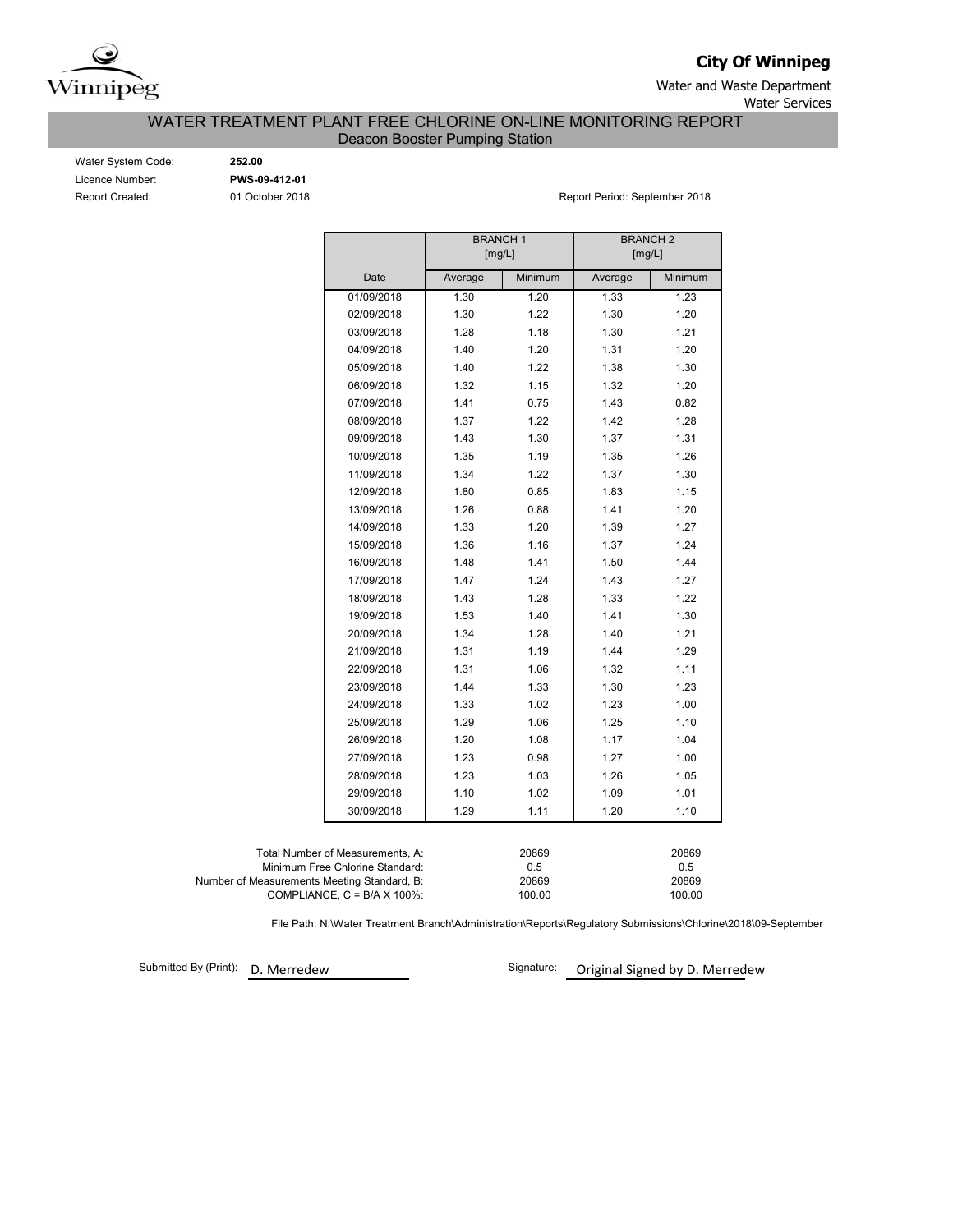**City Of Winnipeg**

Water and Waste Department

Water Services

# WATER TREATMENT PLANT FREE CHLORINE ON-LINE MONITORING REPORT

## Deacon Booster Pumping Station

Water System Code: **252.00**

Licence Number: **PWS-09-412-01**

Report Created: 01 October 2018

Report Period: September 2018

| | BRANCH 1 [mg/L] | | BRANCH 2 [mg/L] | |
|---|---|---|---|---|
| Date | Average | Minimum | Average | Minimum |
| 01/09/2018 | 1.30 | 1.20 | 1.33 | 1.23 |
| 02/09/2018 | 1.30 | 1.22 | 1.30 | 1.20 |
| 03/09/2018 | 1.28 | 1.18 | 1.30 | 1.21 |
| 04/09/2018 | 1.40 | 1.20 | 1.31 | 1.20 |
| 05/09/2018 | 1.40 | 1.22 | 1.38 | 1.30 |
| 06/09/2018 | 1.32 | 1.15 | 1.32 | 1.20 |
| 07/09/2018 | 1.41 | 0.75 | 1.43 | 0.82 |
| 08/09/2018 | 1.37 | 1.22 | 1.42 | 1.28 |
| 09/09/2018 | 1.43 | 1.30 | 1.37 | 1.31 |
| 10/09/2018 | 1.35 | 1.19 | 1.35 | 1.26 |
| 11/09/2018 | 1.34 | 1.22 | 1.37 | 1.30 |
| 12/09/2018 | 1.80 | 0.85 | 1.83 | 1.15 |
| 13/09/2018 | 1.26 | 0.88 | 1.41 | 1.20 |
| 14/09/2018 | 1.33 | 1.20 | 1.39 | 1.27 |
| 15/09/2018 | 1.36 | 1.16 | 1.37 | 1.24 |
| 16/09/2018 | 1.48 | 1.41 | 1.50 | 1.44 |
| 17/09/2018 | 1.47 | 1.24 | 1.43 | 1.27 |
| 18/09/2018 | 1.43 | 1.28 | 1.33 | 1.22 |
| 19/09/2018 | 1.53 | 1.40 | 1.41 | 1.30 |
| 20/09/2018 | 1.34 | 1.28 | 1.40 | 1.21 |
| 21/09/2018 | 1.31 | 1.19 | 1.44 | 1.29 |
| 22/09/2018 | 1.31 | 1.06 | 1.32 | 1.11 |
| 23/09/2018 | 1.44 | 1.33 | 1.30 | 1.23 |
| 24/09/2018 | 1.33 | 1.02 | 1.23 | 1.00 |
| 25/09/2018 | 1.29 | 1.06 | 1.25 | 1.10 |
| 26/09/2018 | 1.20 | 1.08 | 1.17 | 1.04 |
| 27/09/2018 | 1.23 | 0.98 | 1.27 | 1.00 |
| 28/09/2018 | 1.23 | 1.03 | 1.26 | 1.05 |
| 29/09/2018 | 1.10 | 1.02 | 1.09 | 1.01 |
| 30/09/2018 | 1.29 | 1.11 | 1.20 | 1.10 |

| | BRANCH 1 | BRANCH 2 |
|---|---|---|
| Total Number of Measurements, A: | 20869 | 20869 |
| Minimum Free Chlorine Standard: | 0.5 | 0.5 |
| Number of Measurements Meeting Standard, B: | 20869 | 20869 |
| COMPLIANCE, C = B/A X 100%: | 100.00 | 100.00 |

File Path: N:\Water Treatment Branch\Administration\Reports\Regulatory Submissions\Chlorine\2018\09-September

Submitted By (Print): D. Merredew

Signature: Original Signed by D. Merredew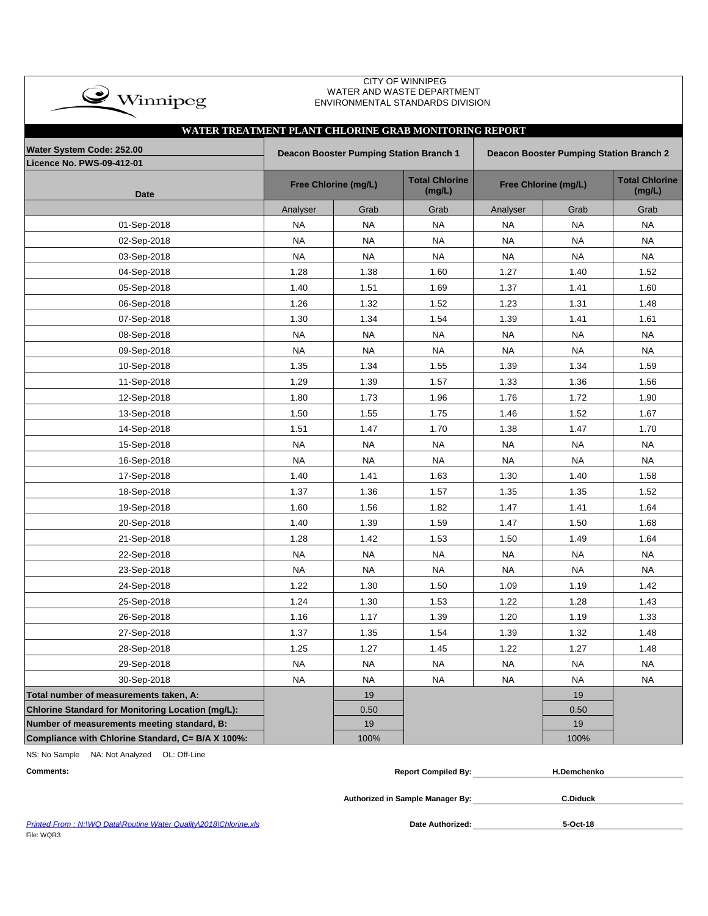CITY OF WINNIPEG
WATER AND WASTE DEPARTMENT
ENVIRONMENTAL STANDARDS DIVISION

## WATER TREATMENT PLANT CHLORINE GRAB MONITORING REPORT

**Water System Code: 252.00**
**Licence No. PWS-09-412-01**

| Date | Deacon Booster Pumping Station Branch 1 | | | Deacon Booster Pumping Station Branch 2 | | |
|---|---|---|---|---|---|---|
| | Free Chlorine (mg/L) | | Total Chlorine (mg/L) | Free Chlorine (mg/L) | | Total Chlorine (mg/L) |
| | Analyser | Grab | Grab | Analyser | Grab | Grab |
| 01-Sep-2018 | NA | NA | NA | NA | NA | NA |
| 02-Sep-2018 | NA | NA | NA | NA | NA | NA |
| 03-Sep-2018 | NA | NA | NA | NA | NA | NA |
| 04-Sep-2018 | 1.28 | 1.38 | 1.60 | 1.27 | 1.40 | 1.52 |
| 05-Sep-2018 | 1.40 | 1.51 | 1.69 | 1.37 | 1.41 | 1.60 |
| 06-Sep-2018 | 1.26 | 1.32 | 1.52 | 1.23 | 1.31 | 1.48 |
| 07-Sep-2018 | 1.30 | 1.34 | 1.54 | 1.39 | 1.41 | 1.61 |
| 08-Sep-2018 | NA | NA | NA | NA | NA | NA |
| 09-Sep-2018 | NA | NA | NA | NA | NA | NA |
| 10-Sep-2018 | 1.35 | 1.34 | 1.55 | 1.39 | 1.34 | 1.59 |
| 11-Sep-2018 | 1.29 | 1.39 | 1.57 | 1.33 | 1.36 | 1.56 |
| 12-Sep-2018 | 1.80 | 1.73 | 1.96 | 1.76 | 1.72 | 1.90 |
| 13-Sep-2018 | 1.50 | 1.55 | 1.75 | 1.46 | 1.52 | 1.67 |
| 14-Sep-2018 | 1.51 | 1.47 | 1.70 | 1.38 | 1.47 | 1.70 |
| 15-Sep-2018 | NA | NA | NA | NA | NA | NA |
| 16-Sep-2018 | NA | NA | NA | NA | NA | NA |
| 17-Sep-2018 | 1.40 | 1.41 | 1.63 | 1.30 | 1.40 | 1.58 |
| 18-Sep-2018 | 1.37 | 1.36 | 1.57 | 1.35 | 1.35 | 1.52 |
| 19-Sep-2018 | 1.60 | 1.56 | 1.82 | 1.47 | 1.41 | 1.64 |
| 20-Sep-2018 | 1.40 | 1.39 | 1.59 | 1.47 | 1.50 | 1.68 |
| 21-Sep-2018 | 1.28 | 1.42 | 1.53 | 1.50 | 1.49 | 1.64 |
| 22-Sep-2018 | NA | NA | NA | NA | NA | NA |
| 23-Sep-2018 | NA | NA | NA | NA | NA | NA |
| 24-Sep-2018 | 1.22 | 1.30 | 1.50 | 1.09 | 1.19 | 1.42 |
| 25-Sep-2018 | 1.24 | 1.30 | 1.53 | 1.22 | 1.28 | 1.43 |
| 26-Sep-2018 | 1.16 | 1.17 | 1.39 | 1.20 | 1.19 | 1.33 |
| 27-Sep-2018 | 1.37 | 1.35 | 1.54 | 1.39 | 1.32 | 1.48 |
| 28-Sep-2018 | 1.25 | 1.27 | 1.45 | 1.22 | 1.27 | 1.48 |
| 29-Sep-2018 | NA | NA | NA | NA | NA | NA |
| 30-Sep-2018 | NA | NA | NA | NA | NA | NA |
| **Total number of measurements taken, A:** | | 19 | | | 19 | |
| **Chlorine Standard for Monitoring Location (mg/L):** | | 0.50 | | | 0.50 | |
| **Number of measurements meeting standard, B:** | | 19 | | | 19 | |
| **Compliance with Chlorine Standard, C= B/A X 100%:** | | 100% | | | 100% | |

NS: No Sample NA: Not Analyzed OL: Off-Line

**Comments:**

**Report Compiled By:** H.Demchenko

**Authorized in Sample Manager By:** C.Diduck

**Date Authorized:** 5-Oct-18

*Printed From : N:\WQ Data\Routine Water Quality\2018\Chlorine.xls*
File: WQR3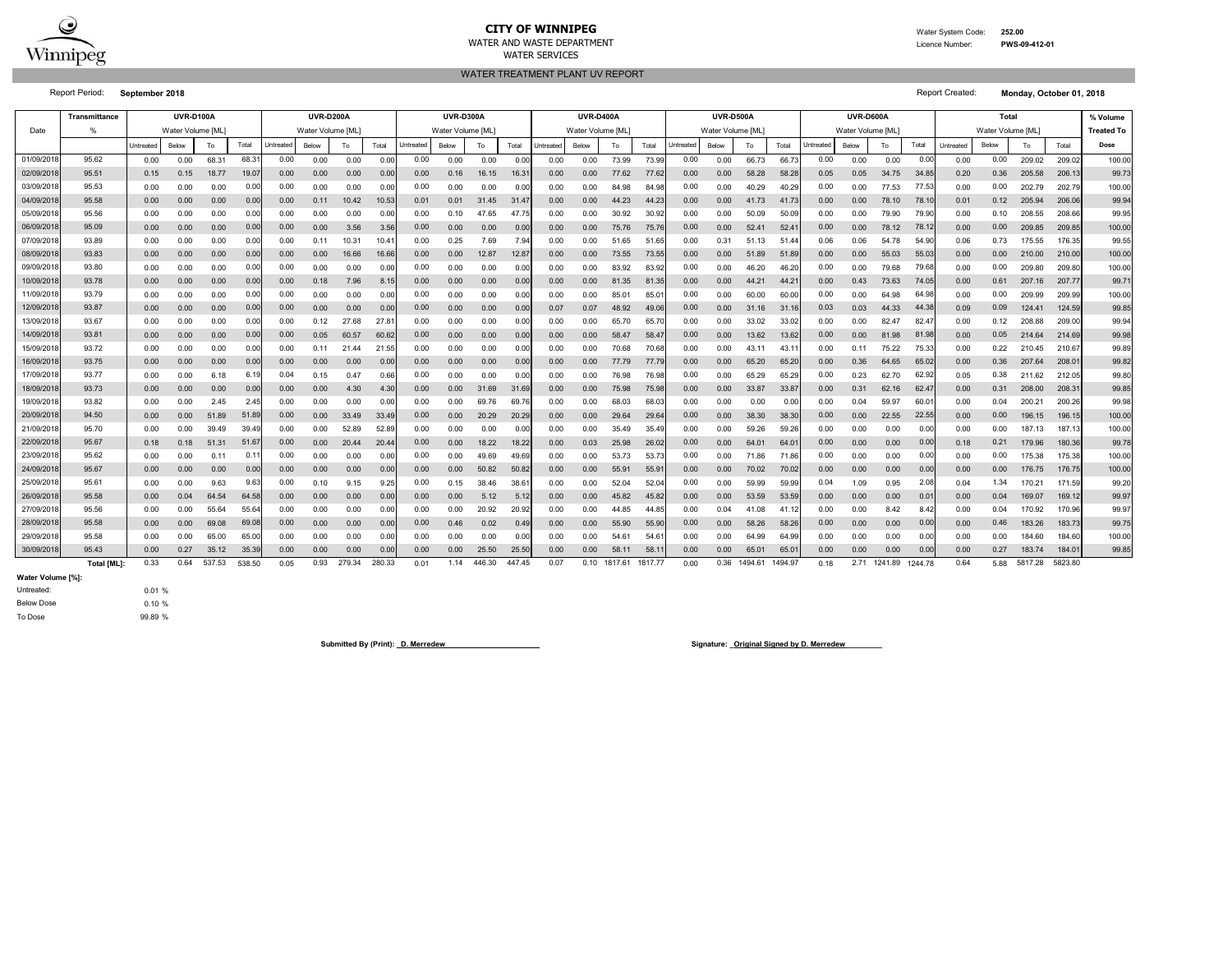**CITY OF WINNIPEG**
WATER AND WASTE DEPARTMENT
WATER SERVICES

Water System Code: **252.00**
Licence Number: **PWS-09-412-01**

WATER TREATMENT PLANT UV REPORT

Report Period: **September 2018**

Report Created: **Monday, October 01, 2018**

| Date | Transmittance | UVR-D100A | | | | UVR-D200A | | | | UVR-D300A | | | | UVR-D400A | | | | UVR-D500A | | | | UVR-D600A | | | | Total | | | | % Volume |
|---|---|---|---|---|---|---|---|---|---|---|---|---|---|---|---|---|---|---|---|---|---|---|---|---|---|---|---|---|---|---|
| | % | Water Volume [ML] | | | | Water Volume [ML] | | | | Water Volume [ML] | | | | Water Volume [ML] | | | | Water Volume [ML] | | | | Water Volume [ML] | | | | Water Volume [ML] | | | | Treated To |
| | | Untreated | Below | To | Total | Untreated | Below | To | Total | Untreated | Below | To | Total | Untreated | Below | To | Total | Untreated | Below | To | Total | Untreated | Below | To | Total | Untreated | Below | To | Total | Dose |
| 01/09/2018 | 95.62 | 0.00 | 0.00 | 68.31 | 68.31 | 0.00 | 0.00 | 0.00 | 0.00 | 0.00 | 0.00 | 0.00 | 0.00 | 0.00 | 0.00 | 73.99 | 73.99 | 0.00 | 0.00 | 66.73 | 66.73 | 0.00 | 0.00 | 0.00 | 0.00 | 0.00 | 0.00 | 209.02 | 209.02 | 100.00 |
| 02/09/2018 | 95.51 | 0.15 | 0.15 | 18.77 | 19.07 | 0.00 | 0.00 | 0.00 | 0.00 | 0.00 | 0.16 | 16.15 | 16.31 | 0.00 | 0.00 | 77.62 | 77.62 | 0.00 | 0.00 | 58.28 | 58.28 | 0.05 | 0.05 | 34.75 | 34.85 | 0.20 | 0.36 | 205.58 | 206.13 | 99.73 |
| 03/09/2018 | 95.53 | 0.00 | 0.00 | 0.00 | 0.00 | 0.00 | 0.00 | 0.00 | 0.00 | 0.00 | 0.00 | 0.00 | 0.00 | 0.00 | 0.00 | 84.98 | 84.98 | 0.00 | 0.00 | 40.29 | 40.29 | 0.00 | 0.00 | 77.53 | 77.53 | 0.00 | 0.00 | 202.79 | 202.79 | 100.00 |
| 04/09/2018 | 95.58 | 0.00 | 0.00 | 0.00 | 0.00 | 0.00 | 0.11 | 10.42 | 10.53 | 0.01 | 0.01 | 31.45 | 31.47 | 0.00 | 0.00 | 44.23 | 44.23 | 0.00 | 0.00 | 41.73 | 41.73 | 0.00 | 0.00 | 78.10 | 78.10 | 0.01 | 0.12 | 205.94 | 206.06 | 99.94 |
| 05/09/2018 | 95.56 | 0.00 | 0.00 | 0.00 | 0.00 | 0.00 | 0.00 | 0.00 | 0.00 | 0.00 | 0.10 | 47.65 | 47.75 | 0.00 | 0.00 | 30.92 | 30.92 | 0.00 | 0.00 | 50.09 | 50.09 | 0.00 | 0.00 | 79.90 | 79.90 | 0.00 | 0.10 | 208.55 | 208.66 | 99.95 |
| 06/09/2018 | 95.09 | 0.00 | 0.00 | 0.00 | 0.00 | 0.00 | 0.00 | 3.56 | 3.56 | 0.00 | 0.00 | 0.00 | 0.00 | 0.00 | 0.00 | 75.76 | 75.76 | 0.00 | 0.00 | 52.41 | 52.41 | 0.00 | 0.00 | 78.12 | 78.12 | 0.00 | 0.00 | 209.85 | 209.85 | 100.00 |
| 07/09/2018 | 93.89 | 0.00 | 0.00 | 0.00 | 0.00 | 0.00 | 0.11 | 10.31 | 10.41 | 0.00 | 0.25 | 7.69 | 7.94 | 0.00 | 0.00 | 51.65 | 51.65 | 0.00 | 0.31 | 51.13 | 51.44 | 0.06 | 0.06 | 54.78 | 54.90 | 0.06 | 0.73 | 175.55 | 176.35 | 99.55 |
| 08/09/2018 | 93.83 | 0.00 | 0.00 | 0.00 | 0.00 | 0.00 | 0.00 | 16.66 | 16.66 | 0.00 | 0.00 | 12.87 | 12.87 | 0.00 | 0.00 | 73.55 | 73.55 | 0.00 | 0.00 | 51.89 | 51.89 | 0.00 | 0.00 | 55.03 | 55.03 | 0.00 | 0.00 | 210.00 | 210.00 | 100.00 |
| 09/09/2018 | 93.80 | 0.00 | 0.00 | 0.00 | 0.00 | 0.00 | 0.00 | 0.00 | 0.00 | 0.00 | 0.00 | 0.00 | 0.00 | 0.00 | 0.00 | 83.92 | 83.92 | 0.00 | 0.00 | 46.20 | 46.20 | 0.00 | 0.00 | 79.68 | 79.68 | 0.00 | 0.00 | 209.80 | 209.80 | 100.00 |
| 10/09/2018 | 93.78 | 0.00 | 0.00 | 0.00 | 0.00 | 0.00 | 0.18 | 7.96 | 8.15 | 0.00 | 0.00 | 0.00 | 0.00 | 0.00 | 0.00 | 81.35 | 81.35 | 0.00 | 0.00 | 44.21 | 44.21 | 0.00 | 0.43 | 73.63 | 74.05 | 0.00 | 0.61 | 207.16 | 207.77 | 99.71 |
| 11/09/2018 | 93.79 | 0.00 | 0.00 | 0.00 | 0.00 | 0.00 | 0.00 | 0.00 | 0.00 | 0.00 | 0.00 | 0.00 | 0.00 | 0.00 | 0.00 | 85.01 | 85.01 | 0.00 | 0.00 | 60.00 | 60.00 | 0.00 | 0.00 | 64.98 | 64.98 | 0.00 | 0.00 | 209.99 | 209.99 | 100.00 |
| 12/09/2018 | 93.87 | 0.00 | 0.00 | 0.00 | 0.00 | 0.00 | 0.00 | 0.00 | 0.00 | 0.00 | 0.00 | 0.00 | 0.00 | 0.07 | 0.07 | 48.92 | 49.06 | 0.00 | 0.00 | 31.16 | 31.16 | 0.03 | 0.03 | 44.33 | 44.38 | 0.09 | 0.09 | 124.41 | 124.59 | 99.85 |
| 13/09/2018 | 93.67 | 0.00 | 0.00 | 0.00 | 0.00 | 0.00 | 0.12 | 27.68 | 27.81 | 0.00 | 0.00 | 0.00 | 0.00 | 0.00 | 0.00 | 65.70 | 65.70 | 0.00 | 0.00 | 33.02 | 33.02 | 0.00 | 0.00 | 82.47 | 82.47 | 0.00 | 0.12 | 208.88 | 209.00 | 99.94 |
| 14/09/2018 | 93.81 | 0.00 | 0.00 | 0.00 | 0.00 | 0.00 | 0.05 | 60.57 | 60.62 | 0.00 | 0.00 | 0.00 | 0.00 | 0.00 | 0.00 | 58.47 | 58.47 | 0.00 | 0.00 | 13.62 | 13.62 | 0.00 | 0.00 | 81.98 | 81.98 | 0.00 | 0.05 | 214.64 | 214.69 | 99.98 |
| 15/09/2018 | 93.72 | 0.00 | 0.00 | 0.00 | 0.00 | 0.00 | 0.11 | 21.44 | 21.55 | 0.00 | 0.00 | 0.00 | 0.00 | 0.00 | 0.00 | 70.68 | 70.68 | 0.00 | 0.00 | 43.11 | 43.11 | 0.00 | 0.11 | 75.22 | 75.33 | 0.00 | 0.22 | 210.45 | 210.67 | 99.89 |
| 16/09/2018 | 93.75 | 0.00 | 0.00 | 0.00 | 0.00 | 0.00 | 0.00 | 0.00 | 0.00 | 0.00 | 0.00 | 0.00 | 0.00 | 0.00 | 0.00 | 77.79 | 77.79 | 0.00 | 0.00 | 65.20 | 65.20 | 0.00 | 0.36 | 64.65 | 65.02 | 0.00 | 0.36 | 207.64 | 208.01 | 99.82 |
| 17/09/2018 | 93.77 | 0.00 | 0.00 | 6.18 | 6.19 | 0.04 | 0.15 | 0.47 | 0.66 | 0.00 | 0.00 | 0.00 | 0.00 | 0.00 | 0.00 | 76.98 | 76.98 | 0.00 | 0.00 | 65.29 | 65.29 | 0.00 | 0.23 | 62.70 | 62.92 | 0.05 | 0.38 | 211.62 | 212.05 | 99.80 |
| 18/09/2018 | 93.73 | 0.00 | 0.00 | 0.00 | 0.00 | 0.00 | 0.00 | 4.30 | 4.30 | 0.00 | 0.00 | 31.69 | 31.69 | 0.00 | 0.00 | 75.98 | 75.98 | 0.00 | 0.00 | 33.87 | 33.87 | 0.00 | 0.31 | 62.16 | 62.47 | 0.00 | 0.31 | 208.00 | 208.31 | 99.85 |
| 19/09/2018 | 93.82 | 0.00 | 0.00 | 2.45 | 2.45 | 0.00 | 0.00 | 0.00 | 0.00 | 0.00 | 0.00 | 69.76 | 69.76 | 0.00 | 0.00 | 68.03 | 68.03 | 0.00 | 0.00 | 0.00 | 0.00 | 0.00 | 0.04 | 59.97 | 60.01 | 0.00 | 0.04 | 200.21 | 200.26 | 99.98 |
| 20/09/2018 | 94.50 | 0.00 | 0.00 | 51.89 | 51.89 | 0.00 | 0.00 | 33.49 | 33.49 | 0.00 | 0.00 | 20.29 | 20.29 | 0.00 | 0.00 | 29.64 | 29.64 | 0.00 | 0.00 | 38.30 | 38.30 | 0.00 | 0.00 | 22.55 | 22.55 | 0.00 | 0.00 | 196.15 | 196.15 | 100.00 |
| 21/09/2018 | 95.70 | 0.00 | 0.00 | 39.49 | 39.49 | 0.00 | 0.00 | 52.89 | 52.89 | 0.00 | 0.00 | 0.00 | 0.00 | 0.00 | 0.00 | 35.49 | 35.49 | 0.00 | 0.00 | 59.26 | 59.26 | 0.00 | 0.00 | 0.00 | 0.00 | 0.00 | 0.00 | 187.13 | 187.13 | 100.00 |
| 22/09/2018 | 95.67 | 0.18 | 0.18 | 51.31 | 51.67 | 0.00 | 0.00 | 20.44 | 20.44 | 0.00 | 0.00 | 18.22 | 18.22 | 0.00 | 0.03 | 25.98 | 26.02 | 0.00 | 0.00 | 64.01 | 64.01 | 0.00 | 0.00 | 0.00 | 0.00 | 0.18 | 0.21 | 179.96 | 180.36 | 99.78 |
| 23/09/2018 | 95.62 | 0.00 | 0.00 | 0.11 | 0.11 | 0.00 | 0.00 | 0.00 | 0.00 | 0.00 | 0.00 | 49.69 | 49.69 | 0.00 | 0.00 | 53.73 | 53.73 | 0.00 | 0.00 | 71.86 | 71.86 | 0.00 | 0.00 | 0.00 | 0.00 | 0.00 | 0.00 | 175.38 | 175.38 | 100.00 |
| 24/09/2018 | 95.67 | 0.00 | 0.00 | 0.00 | 0.00 | 0.00 | 0.00 | 0.00 | 0.00 | 0.00 | 0.00 | 50.82 | 50.82 | 0.00 | 0.00 | 55.91 | 55.91 | 0.00 | 0.00 | 70.02 | 70.02 | 0.00 | 0.00 | 0.00 | 0.00 | 0.00 | 0.00 | 176.75 | 176.75 | 100.00 |
| 25/09/2018 | 95.61 | 0.00 | 0.00 | 9.63 | 9.63 | 0.00 | 0.10 | 9.15 | 9.25 | 0.00 | 0.15 | 38.46 | 38.61 | 0.00 | 0.00 | 52.04 | 52.04 | 0.00 | 0.00 | 59.99 | 59.99 | 0.04 | 1.09 | 0.95 | 2.08 | 0.04 | 1.34 | 170.21 | 171.59 | 99.20 |
| 26/09/2018 | 95.58 | 0.00 | 0.04 | 64.54 | 64.58 | 0.00 | 0.00 | 0.00 | 0.00 | 0.00 | 0.00 | 5.12 | 5.12 | 0.00 | 0.00 | 45.82 | 45.82 | 0.00 | 0.00 | 53.59 | 53.59 | 0.00 | 0.00 | 0.00 | 0.01 | 0.00 | 0.04 | 169.07 | 169.12 | 99.97 |
| 27/09/2018 | 95.56 | 0.00 | 0.00 | 55.64 | 55.64 | 0.00 | 0.00 | 0.00 | 0.00 | 0.00 | 0.00 | 20.92 | 20.92 | 0.00 | 0.00 | 44.85 | 44.85 | 0.00 | 0.04 | 41.08 | 41.12 | 0.00 | 0.00 | 8.42 | 8.42 | 0.00 | 0.04 | 170.92 | 170.96 | 99.97 |
| 28/09/2018 | 95.58 | 0.00 | 0.00 | 69.08 | 69.08 | 0.00 | 0.00 | 0.00 | 0.00 | 0.00 | 0.46 | 0.02 | 0.49 | 0.00 | 0.00 | 55.90 | 55.90 | 0.00 | 0.00 | 58.26 | 58.26 | 0.00 | 0.00 | 0.00 | 0.00 | 0.00 | 0.46 | 183.26 | 183.73 | 99.75 |
| 29/09/2018 | 95.58 | 0.00 | 0.00 | 65.00 | 65.00 | 0.00 | 0.00 | 0.00 | 0.00 | 0.00 | 0.00 | 0.00 | 0.00 | 0.00 | 0.00 | 54.61 | 54.61 | 0.00 | 0.00 | 64.99 | 64.99 | 0.00 | 0.00 | 0.00 | 0.00 | 0.00 | 0.00 | 184.60 | 184.60 | 100.00 |
| 30/09/2018 | 95.43 | 0.00 | 0.27 | 35.12 | 35.39 | 0.00 | 0.00 | 0.00 | 0.00 | 0.00 | 0.00 | 25.50 | 25.50 | 0.00 | 0.00 | 58.11 | 58.11 | 0.00 | 0.00 | 65.01 | 65.01 | 0.00 | 0.00 | 0.00 | 0.00 | 0.00 | 0.27 | 183.74 | 184.01 | 99.85 |
| | Total [ML]: | 0.33 | 0.64 | 537.53 | 538.50 | 0.05 | 0.93 | 279.34 | 280.33 | 0.01 | 1.14 | 446.30 | 447.45 | 0.07 | 0.10 | 1817.61 | 1817.77 | 0.00 | 0.36 | 1494.61 | 1494.97 | 0.18 | 2.71 | 1241.89 | 1244.78 | 0.64 | 5.88 | 5817.28 | 5823.80 | |

**Water Volume [%]:**

Untreated: 0.01 %
Below Dose 0.10 %
To Dose 99.89 %

**Submitted By (Print): D. Merredew**

**Signature: Original Signed by D. Merredew**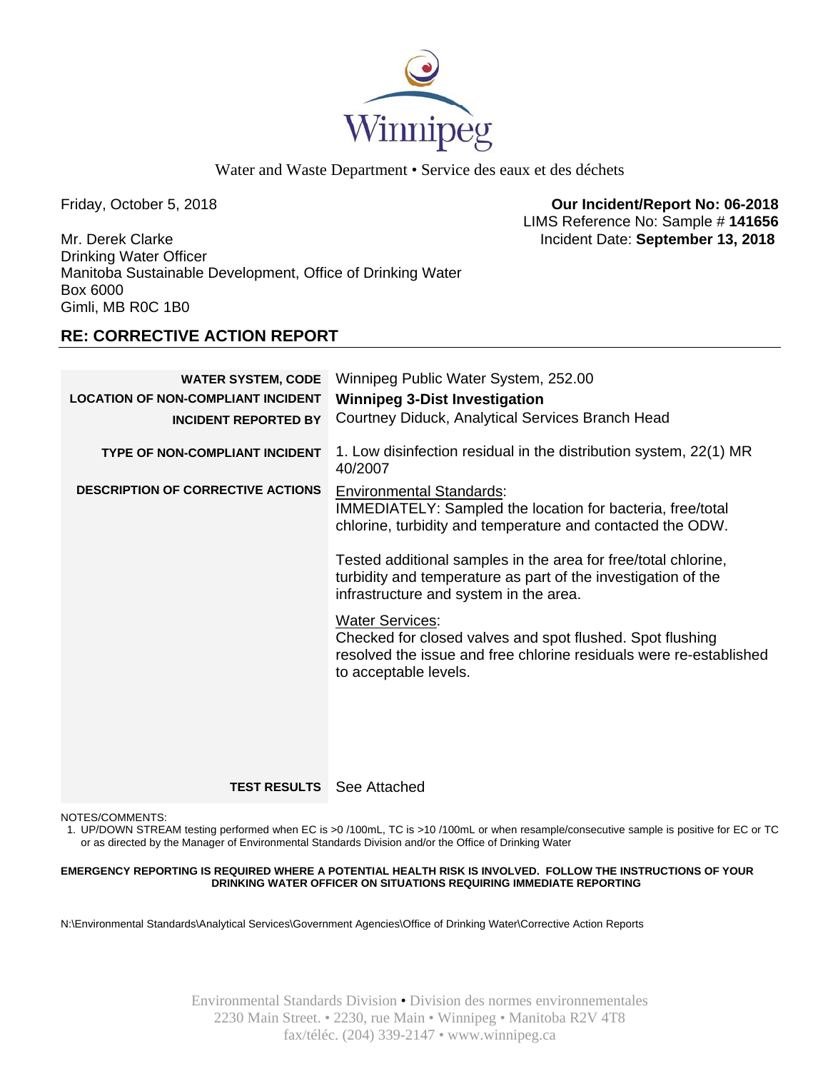Winnipeg

Water and Waste Department • Service des eaux et des déchets

Friday, October 5, 2018

**Our Incident/Report No: 06-2018**
LIMS Reference No: Sample # **141656**
Incident Date: **September 13, 2018**

Mr. Derek Clarke
Drinking Water Officer
Manitoba Sustainable Development, Office of Drinking Water
Box 6000
Gimli, MB R0C 1B0

## RE: CORRECTIVE ACTION REPORT

| | |
|---|---|
| **WATER SYSTEM, CODE** | Winnipeg Public Water System, 252.00 |
| **LOCATION OF NON-COMPLIANT INCIDENT** | **Winnipeg 3-Dist Investigation** |
| **INCIDENT REPORTED BY** | Courtney Diduck, Analytical Services Branch Head |
| **TYPE OF NON-COMPLIANT INCIDENT** | 1. Low disinfection residual in the distribution system, 22(1) MR 40/2007 |
| **DESCRIPTION OF CORRECTIVE ACTIONS** | Environmental Standards: IMMEDIATELY: Sampled the location for bacteria, free/total chlorine, turbidity and temperature and contacted the ODW. Tested additional samples in the area for free/total chlorine, turbidity and temperature as part of the investigation of the infrastructure and system in the area. Water Services: Checked for closed valves and spot flushed. Spot flushing resolved the issue and free chlorine residuals were re-established to acceptable levels. |
| **TEST RESULTS** | See Attached |

NOTES/COMMENTS:

1. UP/DOWN STREAM testing performed when EC is >0 /100mL, TC is >10 /100mL or when resample/consecutive sample is positive for EC or TC or as directed by the Manager of Environmental Standards Division and/or the Office of Drinking Water

**EMERGENCY REPORTING IS REQUIRED WHERE A POTENTIAL HEALTH RISK IS INVOLVED. FOLLOW THE INSTRUCTIONS OF YOUR DRINKING WATER OFFICER ON SITUATIONS REQUIRING IMMEDIATE REPORTING**

N:\Environmental Standards\Analytical Services\Government Agencies\Office of Drinking Water\Corrective Action Reports

Environmental Standards Division • Division des normes environnementales
2230 Main Street. • 2230, rue Main • Winnipeg • Manitoba R2V 4T8
fax/téléc. (204) 339-2147 • www.winnipeg.ca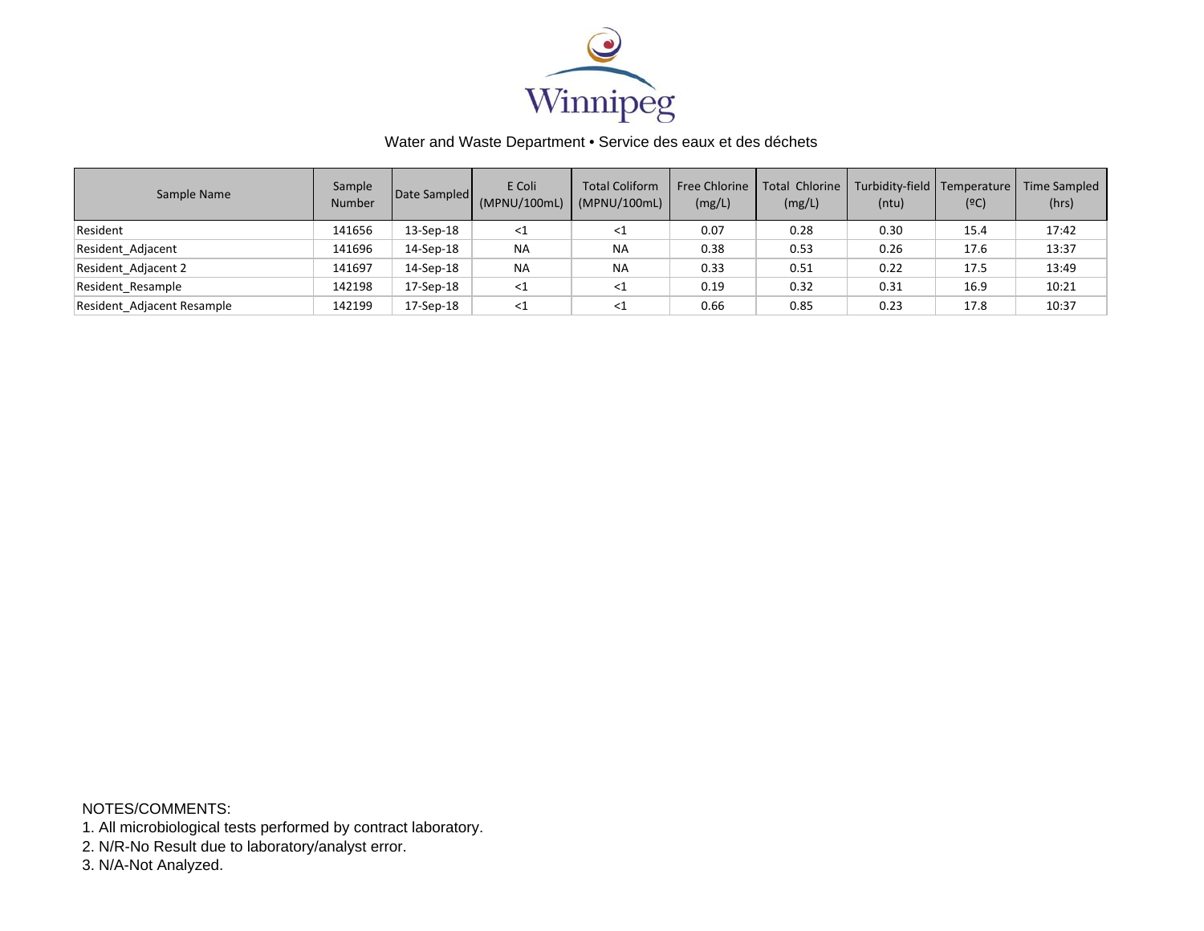Winnipeg

Water and Waste Department • Service des eaux et des déchets

| Sample Name | Sample Number | Date Sampled | E Coli (MPNU/100mL) | Total Coliform (MPNU/100mL) | Free Chlorine (mg/L) | Total Chlorine (mg/L) | Turbidity-field (ntu) | Temperature (ºC) | Time Sampled (hrs) |
|---|---|---|---|---|---|---|---|---|---|
| Resident | 141656 | 13-Sep-18 | <1 | <1 | 0.07 | 0.28 | 0.30 | 15.4 | 17:42 |
| Resident_Adjacent | 141696 | 14-Sep-18 | NA | NA | 0.38 | 0.53 | 0.26 | 17.6 | 13:37 |
| Resident_Adjacent 2 | 141697 | 14-Sep-18 | NA | NA | 0.33 | 0.51 | 0.22 | 17.5 | 13:49 |
| Resident_Resample | 142198 | 17-Sep-18 | <1 | <1 | 0.19 | 0.32 | 0.31 | 16.9 | 10:21 |
| Resident_Adjacent Resample | 142199 | 17-Sep-18 | <1 | <1 | 0.66 | 0.85 | 0.23 | 17.8 | 10:37 |

NOTES/COMMENTS:

1. All microbiological tests performed by contract laboratory.
2. N/R-No Result due to laboratory/analyst error.
3. N/A-Not Analyzed.